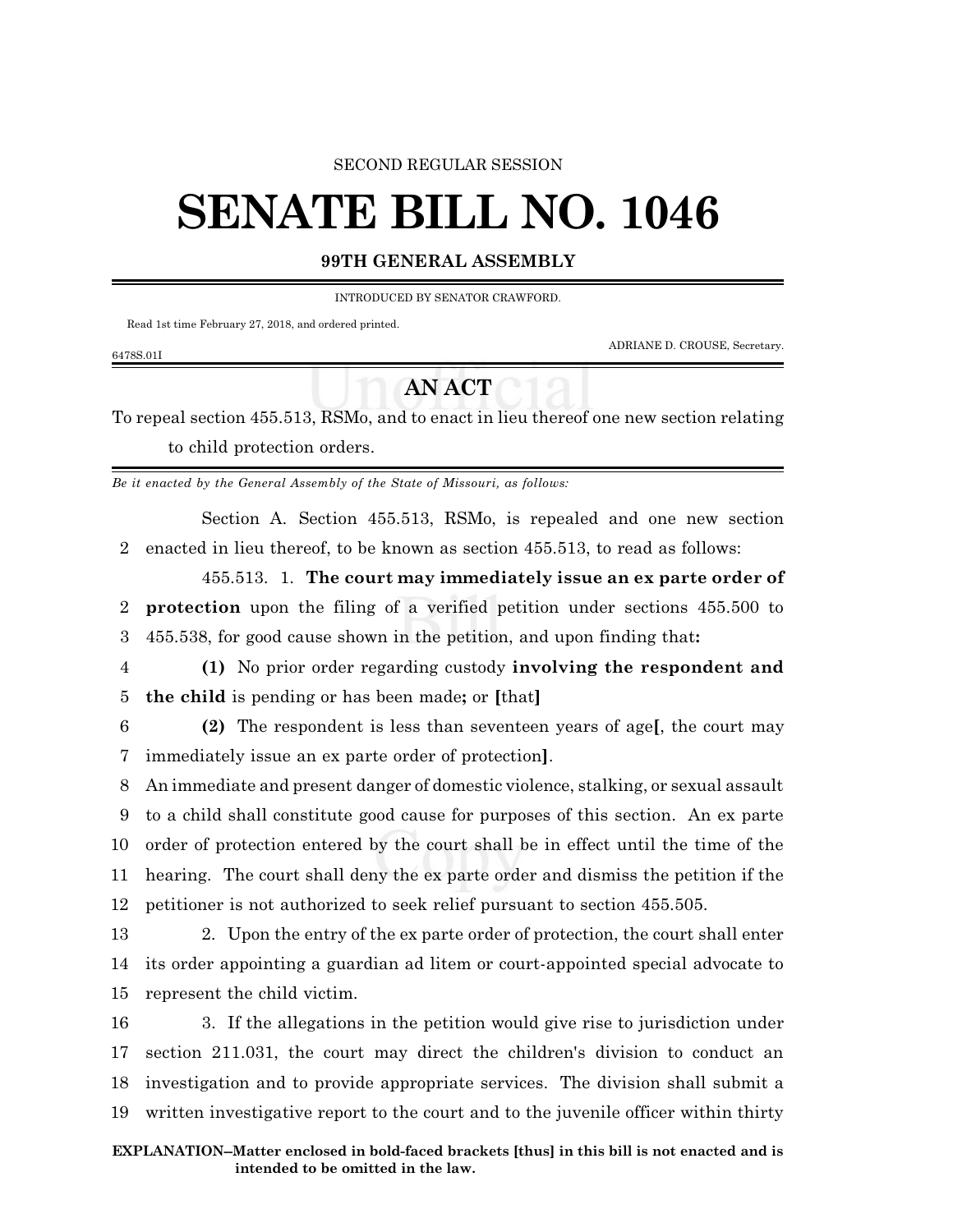SECOND REGULAR SESSION

# SENATE BILL NO. 1046

## 99TH GENERAL ASSEMBLY

INTRODUCED BY SENATOR CRAWFORD.

Read 1st time February 27, 2018, and ordered printed.

ADRIANE D. CROUSE, Secretary.

6478S.01I

## AN ACT

To repeal section 455.513, RSMo, and to enact in lieu thereof one new section relating to child protection orders.

*Be it enacted by the General Assembly of the State of Missouri, as follows:*

Section A. Section 455.513, RSMo, is repealed and one new section enacted in lieu thereof, to be known as section 455.513, to read as follows:

455.513. 1. **The court may immediately issue an ex parte order of protection** upon the filing of a verified petition under sections 455.500 to 455.538, for good cause shown in the petition, and upon finding that**:**

**(1)** No prior order regarding custody **involving the respondent and the child** is pending or has been made**;** or **[**that**]**

**(2)** The respondent is less than seventeen years of age**[**, the court may immediately issue an ex parte order of protection**]**.

An immediate and present danger of domestic violence, stalking, or sexual assault to a child shall constitute good cause for purposes of this section. An ex parte order of protection entered by the court shall be in effect until the time of the hearing. The court shall deny the ex parte order and dismiss the petition if the petitioner is not authorized to seek relief pursuant to section 455.505.

2. Upon the entry of the ex parte order of protection, the court shall enter its order appointing a guardian ad litem or court-appointed special advocate to represent the child victim.

3. If the allegations in the petition would give rise to jurisdiction under section 211.031, the court may direct the children's division to conduct an investigation and to provide appropriate services. The division shall submit a written investigative report to the court and to the juvenile officer within thirty

**EXPLANATION–Matter enclosed in bold-faced brackets [thus] in this bill is not enacted and is intended to be omitted in the law.**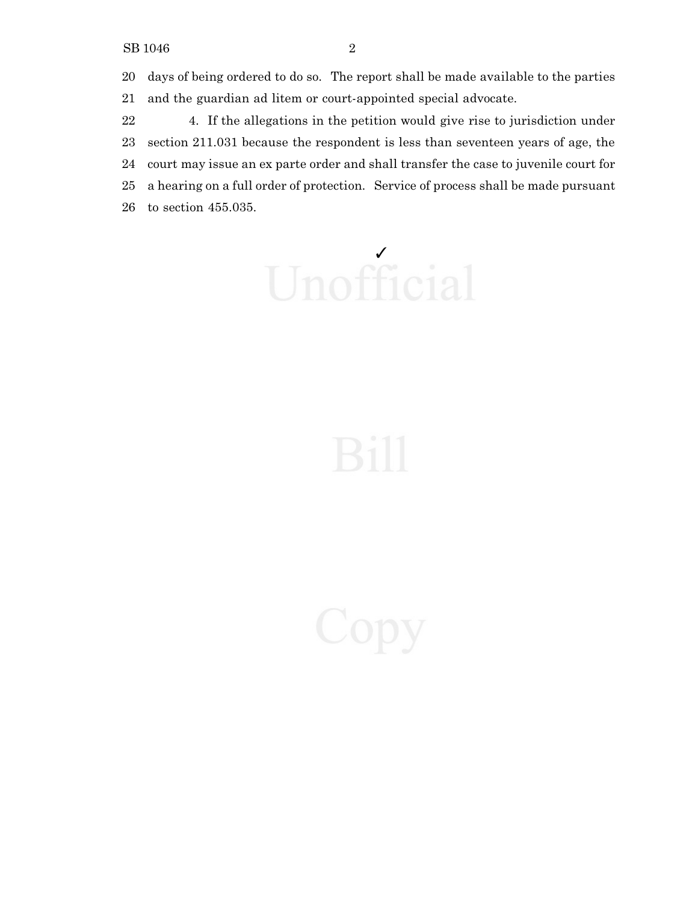days of being ordered to do so. The report shall be made available to the parties and the guardian ad litem or court-appointed special advocate.

4. If the allegations in the petition would give rise to jurisdiction under section 211.031 because the respondent is less than seventeen years of age, the court may issue an ex parte order and shall transfer the case to juvenile court for a hearing on a full order of protection. Service of process shall be made pursuant to section 455.035.

✓